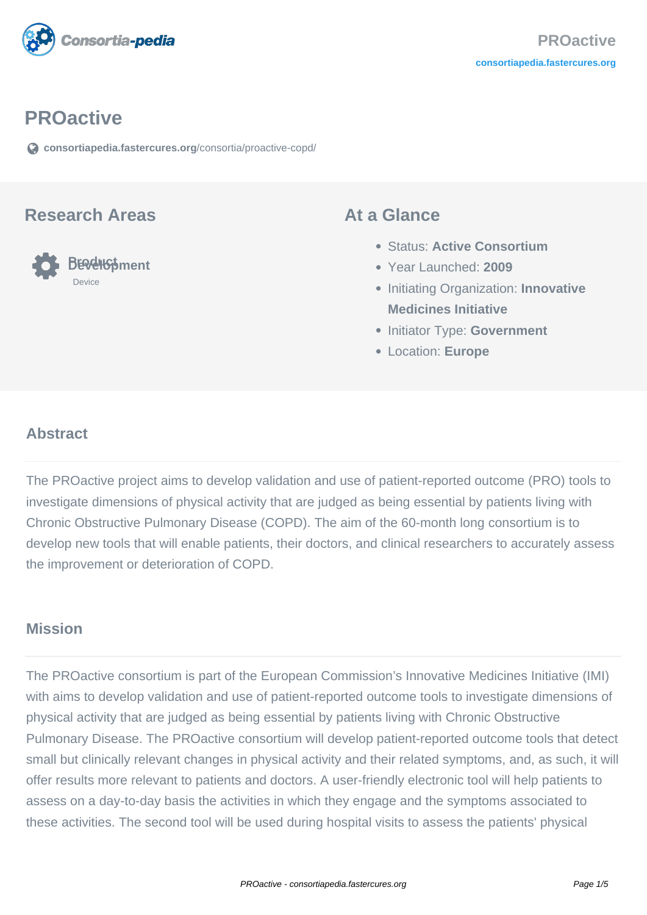# PROactive

consortiapedia.fastercures.org/consortia/proactive-copd/

## Research Areas

**Product Development**

Device

## At a Glance

- Status: **Active Consortium**
- Year Launched: **2009**
- Initiating Organization: **Innovative Medicines Initiative**
- Initiator Type: **Government**
- Location: **Europe**

### Abstract

The PROactive project aims to develop validation and use of patient-reported outcome (PRO) tools to investigate dimensions of physical activity that are judged as being essential by patients living with Chronic Obstructive Pulmonary Disease (COPD). The aim of the 60-month long consortium is to develop new tools that will enable patients, their doctors, and clinical researchers to accurately assess the improvement or deterioration of COPD.

### Mission

The PROactive consortium is part of the European Commission's Innovative Medicines Initiative (IMI) with aims to develop validation and use of patient-reported outcome tools to investigate dimensions of physical activity that are judged as being essential by patients living with Chronic Obstructive Pulmonary Disease. The PROactive consortium will develop patient-reported outcome tools that detect small but clinically relevant changes in physical activity and their related symptoms, and, as such, it will offer results more relevant to patients and doctors. A user-friendly electronic tool will help patients to assess on a day-to-day basis the activities in which they engage and the symptoms associated to these activities. The second tool will be used during hospital visits to assess the patients' physical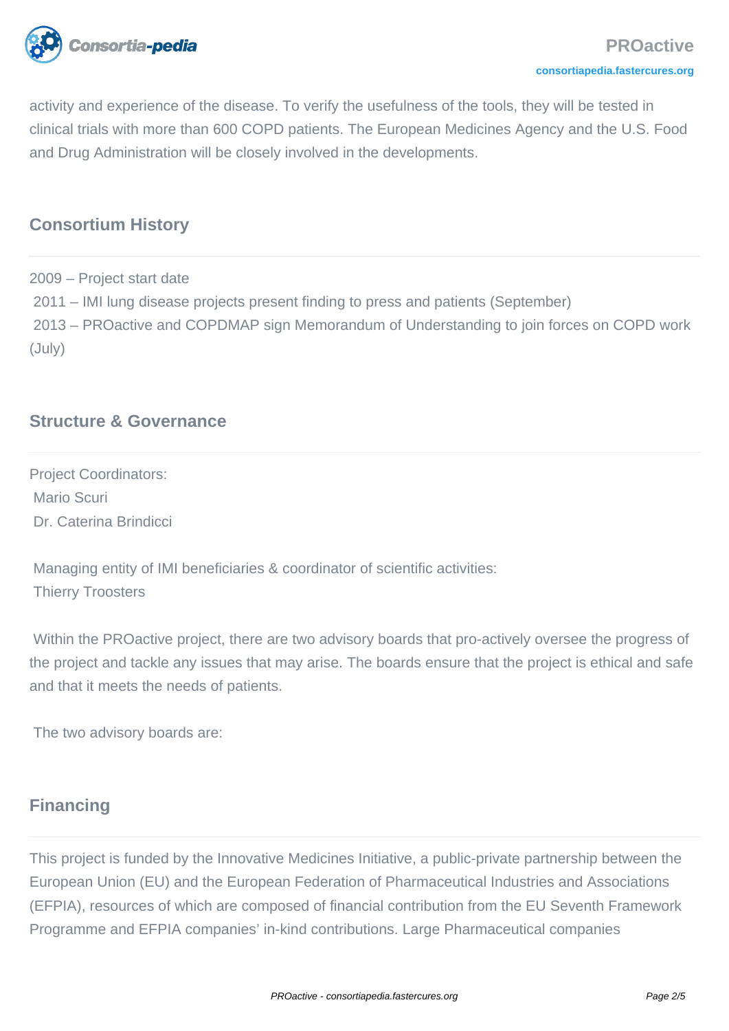activity and experience of the disease. To verify the usefulness of the tools, they will be tested in clinical trials with more than 600 COPD patients. The European Medicines Agency and the U.S. Food and Drug Administration will be closely involved in the developments.

## Consortium History

2009 – Project start date
2011 – IMI lung disease projects present finding to press and patients (September)
2013 – PROactive and COPDMAP sign Memorandum of Understanding to join forces on COPD work (July)

## Structure & Governance

Project Coordinators:
Mario Scuri
Dr. Caterina Brindicci

Managing entity of IMI beneficiaries & coordinator of scientific activities:
Thierry Troosters

Within the PROactive project, there are two advisory boards that pro-actively oversee the progress of the project and tackle any issues that may arise. The boards ensure that the project is ethical and safe and that it meets the needs of patients.

The two advisory boards are:

## Financing

This project is funded by the Innovative Medicines Initiative, a public-private partnership between the European Union (EU) and the European Federation of Pharmaceutical Industries and Associations (EFPIA), resources of which are composed of financial contribution from the EU Seventh Framework Programme and EFPIA companies' in-kind contributions. Large Pharmaceutical companies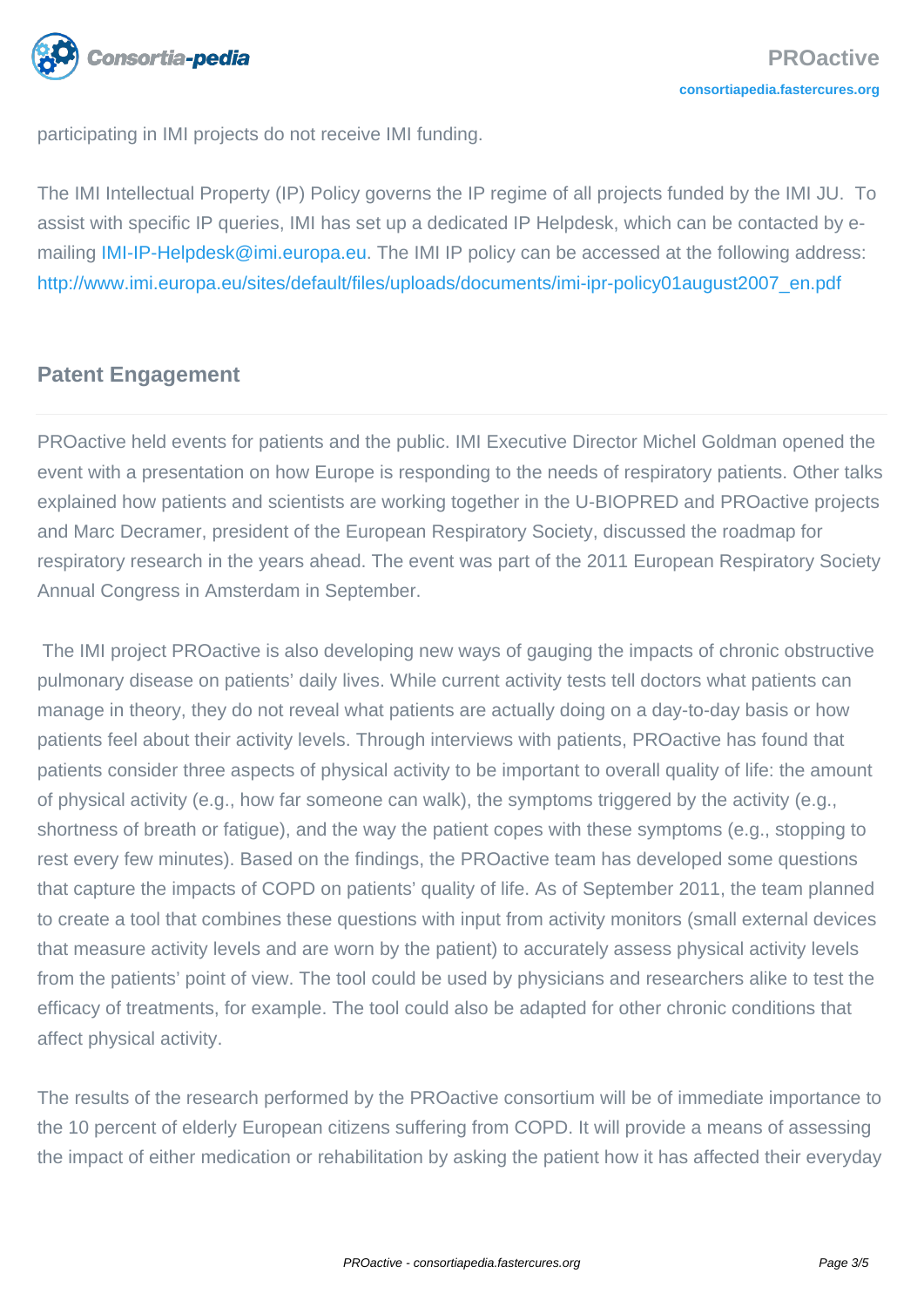participating in IMI projects do not receive IMI funding.

The IMI Intellectual Property (IP) Policy governs the IP regime of all projects funded by the IMI JU.  To assist with specific IP queries, IMI has set up a dedicated IP Helpdesk, which can be contacted by e-mailing IMI-IP-Helpdesk@imi.europa.eu. The IMI IP policy can be accessed at the following address: http://www.imi.europa.eu/sites/default/files/uploads/documents/imi-ipr-policy01august2007_en.pdf

### Patent Engagement

PROactive held events for patients and the public. IMI Executive Director Michel Goldman opened the event with a presentation on how Europe is responding to the needs of respiratory patients. Other talks explained how patients and scientists are working together in the U-BIOPRED and PROactive projects and Marc Decramer, president of the European Respiratory Society, discussed the roadmap for respiratory research in the years ahead. The event was part of the 2011 European Respiratory Society Annual Congress in Amsterdam in September.

The IMI project PROactive is also developing new ways of gauging the impacts of chronic obstructive pulmonary disease on patients' daily lives. While current activity tests tell doctors what patients can manage in theory, they do not reveal what patients are actually doing on a day-to-day basis or how patients feel about their activity levels. Through interviews with patients, PROactive has found that patients consider three aspects of physical activity to be important to overall quality of life: the amount of physical activity (e.g., how far someone can walk), the symptoms triggered by the activity (e.g., shortness of breath or fatigue), and the way the patient copes with these symptoms (e.g., stopping to rest every few minutes). Based on the findings, the PROactive team has developed some questions that capture the impacts of COPD on patients' quality of life. As of September 2011, the team planned to create a tool that combines these questions with input from activity monitors (small external devices that measure activity levels and are worn by the patient) to accurately assess physical activity levels from the patients' point of view. The tool could be used by physicians and researchers alike to test the efficacy of treatments, for example. The tool could also be adapted for other chronic conditions that affect physical activity.

The results of the research performed by the PROactive consortium will be of immediate importance to the 10 percent of elderly European citizens suffering from COPD. It will provide a means of assessing the impact of either medication or rehabilitation by asking the patient how it has affected their everyday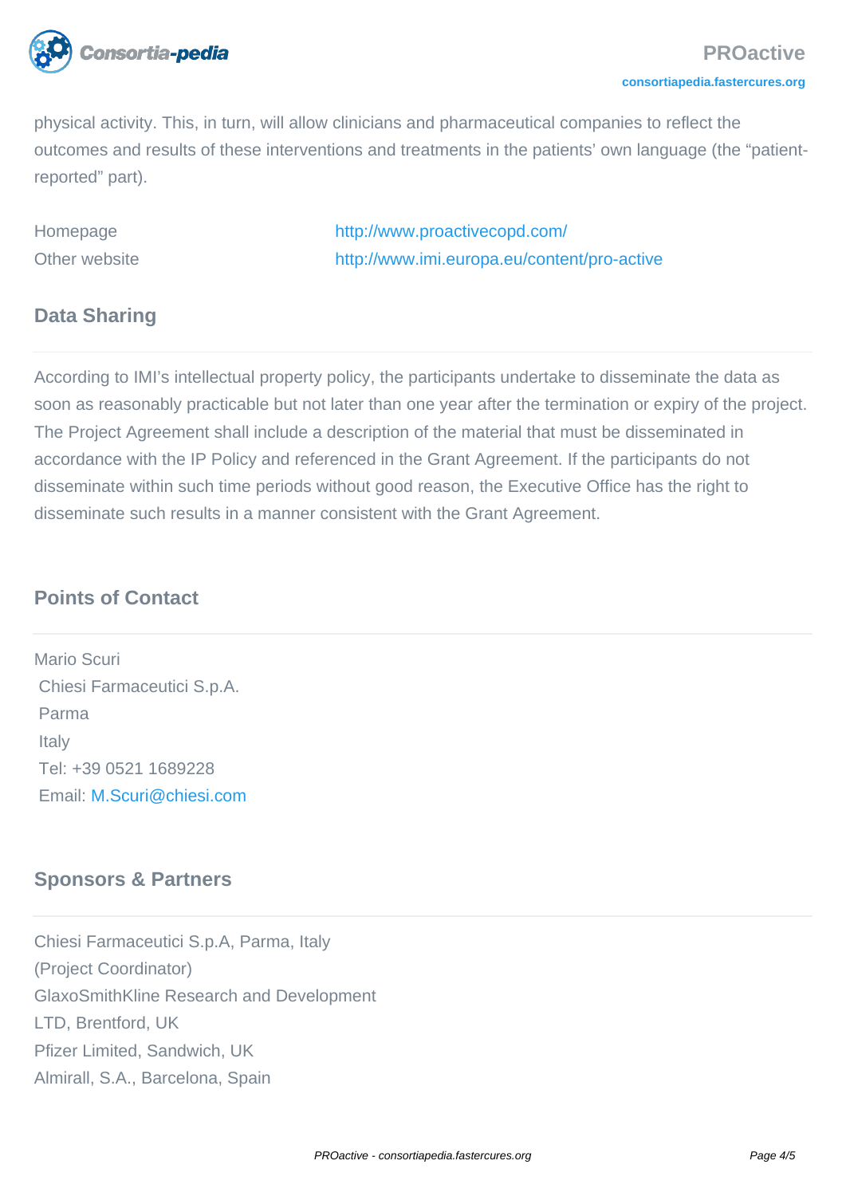physical activity. This, in turn, will allow clinicians and pharmaceutical companies to reflect the outcomes and results of these interventions and treatments in the patients' own language (the "patient-reported" part).

| | |
|---|---|
| Homepage | http://www.proactivecopd.com/ |
| Other website | http://www.imi.europa.eu/content/pro-active |

## Data Sharing

According to IMI's intellectual property policy, the participants undertake to disseminate the data as soon as reasonably practicable but not later than one year after the termination or expiry of the project. The Project Agreement shall include a description of the material that must be disseminated in accordance with the IP Policy and referenced in the Grant Agreement. If the participants do not disseminate within such time periods without good reason, the Executive Office has the right to disseminate such results in a manner consistent with the Grant Agreement.

## Points of Contact

Mario Scuri
Chiesi Farmaceutici S.p.A.
Parma
Italy
Tel: +39 0521 1689228
Email: M.Scuri@chiesi.com

## Sponsors & Partners

Chiesi Farmaceutici S.p.A, Parma, Italy
(Project Coordinator)
GlaxoSmithKline Research and Development
LTD, Brentford, UK
Pfizer Limited, Sandwich, UK
Almirall, S.A., Barcelona, Spain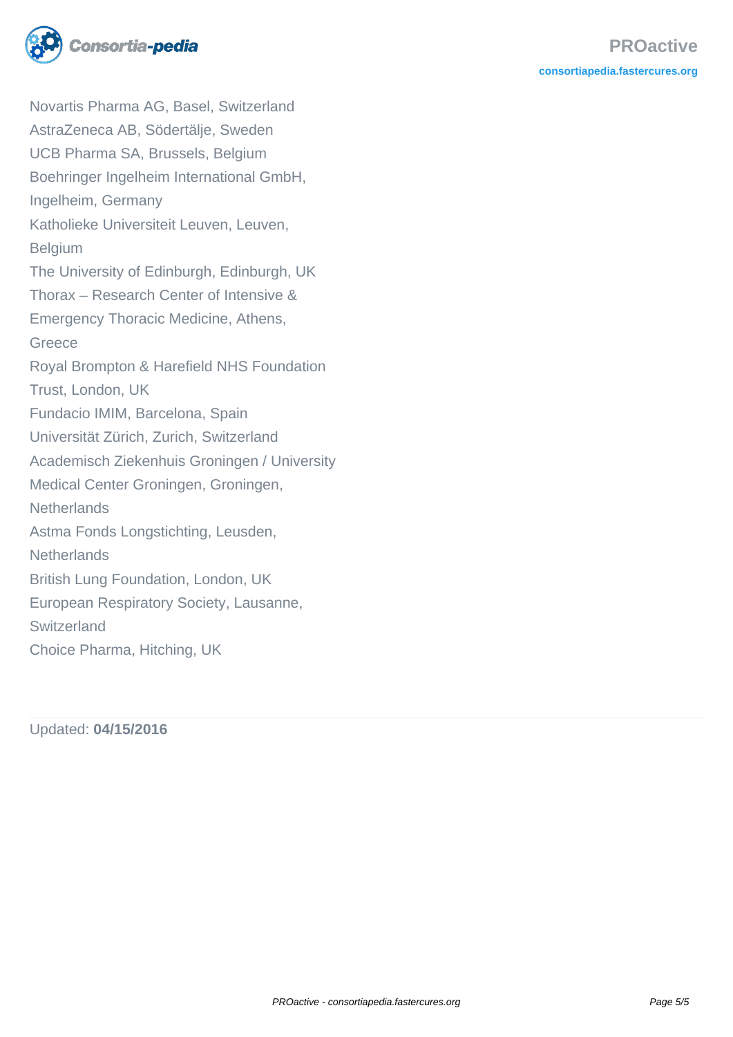Novartis Pharma AG, Basel, Switzerland
AstraZeneca AB, Södertälje, Sweden
UCB Pharma SA, Brussels, Belgium
Boehringer Ingelheim International GmbH, Ingelheim, Germany
Katholieke Universiteit Leuven, Leuven, Belgium
The University of Edinburgh, Edinburgh, UK
Thorax – Research Center of Intensive & Emergency Thoracic Medicine, Athens, Greece
Royal Brompton & Harefield NHS Foundation Trust, London, UK
Fundacio IMIM, Barcelona, Spain
Universität Zürich, Zurich, Switzerland
Academisch Ziekenhuis Groningen / University Medical Center Groningen, Groningen, Netherlands
Astma Fonds Longstichting, Leusden, Netherlands
British Lung Foundation, London, UK
European Respiratory Society, Lausanne, Switzerland
Choice Pharma, Hitching, UK

Updated: **04/15/2016**